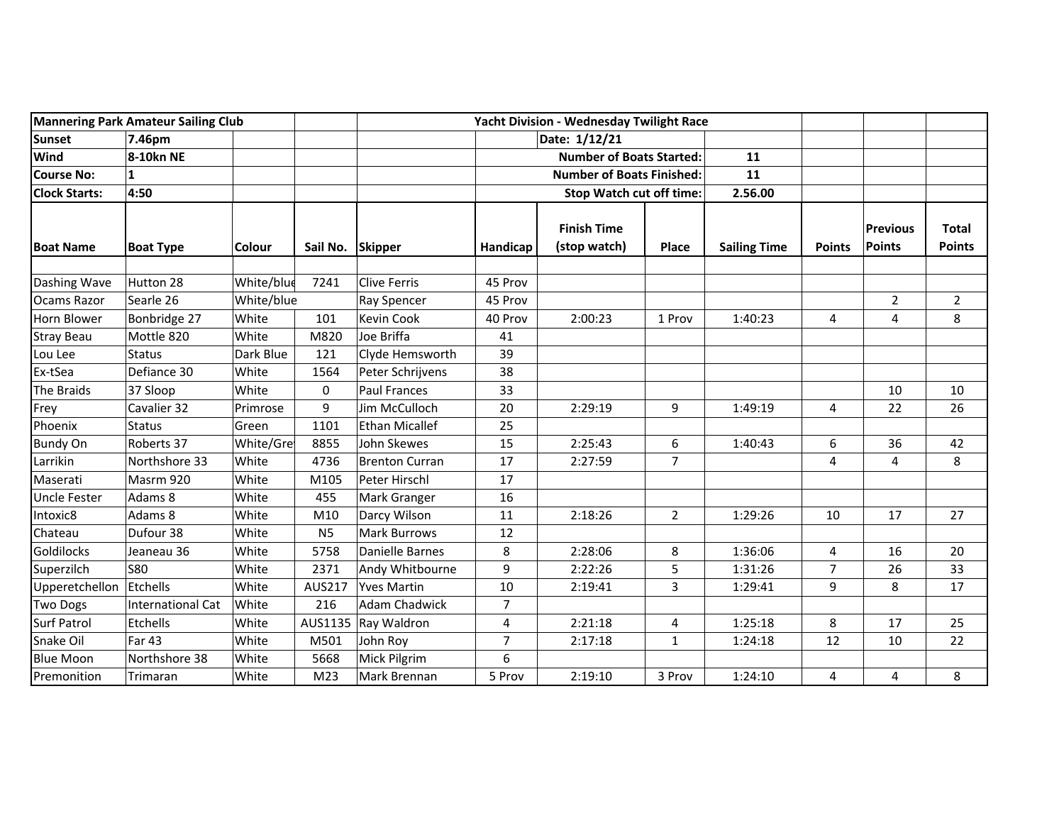| Mannering Park Amateur Sailing Club | | | | Yacht Division - Wednesday Twilight Race | | | | | | | |
|---|---|---|---|---|---|---|---|---|---|---|---|
| Sunset | 7.46pm | | | | | Date: 1/12/21 | | | | | |
| Wind | 8-10kn NE | | | | | Number of Boats Started: | | 11 | | | |
| Course No: | 1 | | | | | Number of Boats Finished: | | 11 | | | |
| Clock Starts: | 4:50 | | | | | Stop Watch cut off time: | | 2.56.00 | | | |
| Boat Name | Boat Type | Colour | Sail No. | Skipper | Handicap | Finish Time (stop watch) | Place | Sailing Time | Points | Previous Points | Total Points |
| | | | | | | | | | | | |
| Dashing Wave | Hutton 28 | White/blue | 7241 | Clive Ferris | 45 Prov | | | | | | |
| Ocams Razor | Searle 26 | White/blue | | Ray Spencer | 45 Prov | | | | | 2 | 2 |
| Horn Blower | Bonbridge 27 | White | 101 | Kevin Cook | 40 Prov | 2:00:23 | 1 Prov | 1:40:23 | 4 | 4 | 8 |
| Stray Beau | Mottle 820 | White | M820 | Joe Briffa | 41 | | | | | | |
| Lou Lee | Status | Dark Blue | 121 | Clyde Hemsworth | 39 | | | | | | |
| Ex-tSea | Defiance 30 | White | 1564 | Peter Schrijvens | 38 | | | | | | |
| The Braids | 37 Sloop | White | 0 | Paul Frances | 33 | | | | | 10 | 10 |
| Frey | Cavalier 32 | Primrose | 9 | Jim McCulloch | 20 | 2:29:19 | 9 | 1:49:19 | 4 | 22 | 26 |
| Phoenix | Status | Green | 1101 | Ethan Micallef | 25 | | | | | | |
| Bundy On | Roberts 37 | White/Grey | 8855 | John Skewes | 15 | 2:25:43 | 6 | 1:40:43 | 6 | 36 | 42 |
| Larrikin | Northshore 33 | White | 4736 | Brenton Curran | 17 | 2:27:59 | 7 | | 4 | 4 | 8 |
| Maserati | Masrm 920 | White | M105 | Peter Hirschl | 17 | | | | | | |
| Uncle Fester | Adams 8 | White | 455 | Mark Granger | 16 | | | | | | |
| Intoxic8 | Adams 8 | White | M10 | Darcy Wilson | 11 | 2:18:26 | 2 | 1:29:26 | 10 | 17 | 27 |
| Chateau | Dufour 38 | White | N5 | Mark Burrows | 12 | | | | | | |
| Goldilocks | Jeaneau 36 | White | 5758 | Danielle Barnes | 8 | 2:28:06 | 8 | 1:36:06 | 4 | 16 | 20 |
| Superzilch | S80 | White | 2371 | Andy Whitbourne | 9 | 2:22:26 | 5 | 1:31:26 | 7 | 26 | 33 |
| Upperetchellon | Etchells | White | AUS217 | Yves Martin | 10 | 2:19:41 | 3 | 1:29:41 | 9 | 8 | 17 |
| Two Dogs | International Cat | White | 216 | Adam Chadwick | 7 | | | | | | |
| Surf Patrol | Etchells | White | AUS1135 | Ray Waldron | 4 | 2:21:18 | 4 | 1:25:18 | 8 | 17 | 25 |
| Snake Oil | Far 43 | White | M501 | John Roy | 7 | 2:17:18 | 1 | 1:24:18 | 12 | 10 | 22 |
| Blue Moon | Northshore 38 | White | 5668 | Mick Pilgrim | 6 | | | | | | |
| Premonition | Trimaran | White | M23 | Mark Brennan | 5 Prov | 2:19:10 | 3 Prov | 1:24:10 | 4 | 4 | 8 |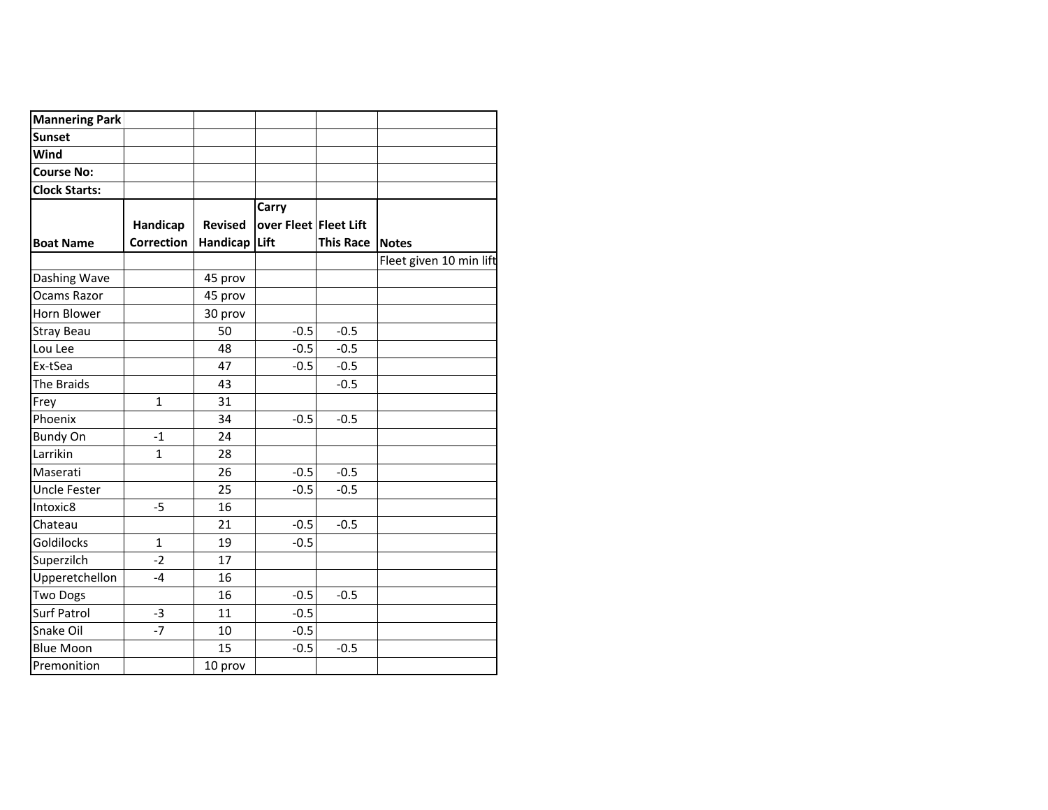| | | | | | |
|---|---|---|---|---|---|
| **Mannering Park** | | | | | |
| **Sunset** | | | | | |
| **Wind** | | | | | |
| **Course No:** | | | | | |
| **Clock Starts:** | | | | | |
| **Boat Name** | **Handicap Correction** | **Revised Handicap** | **Carry over Fleet Lift** | **Fleet Lift This Race** | **Notes** |
| | | | | | Fleet given 10 min lift |
| Dashing Wave | | 45 prov | | | |
| Ocams Razor | | 45 prov | | | |
| Horn Blower | | 30 prov | | | |
| Stray Beau | | 50 | -0.5 | -0.5 | |
| Lou Lee | | 48 | -0.5 | -0.5 | |
| Ex-tSea | | 47 | -0.5 | -0.5 | |
| The Braids | | 43 | | -0.5 | |
| Frey | 1 | 31 | | | |
| Phoenix | | 34 | -0.5 | -0.5 | |
| Bundy On | -1 | 24 | | | |
| Larrikin | 1 | 28 | | | |
| Maserati | | 26 | -0.5 | -0.5 | |
| Uncle Fester | | 25 | -0.5 | -0.5 | |
| Intoxic8 | -5 | 16 | | | |
| Chateau | | 21 | -0.5 | -0.5 | |
| Goldilocks | 1 | 19 | -0.5 | | |
| Superzilch | -2 | 17 | | | |
| Upperetchellon | -4 | 16 | | | |
| Two Dogs | | 16 | -0.5 | -0.5 | |
| Surf Patrol | -3 | 11 | -0.5 | | |
| Snake Oil | -7 | 10 | -0.5 | | |
| Blue Moon | | 15 | -0.5 | -0.5 | |
| Premonition | | 10 prov | | | |